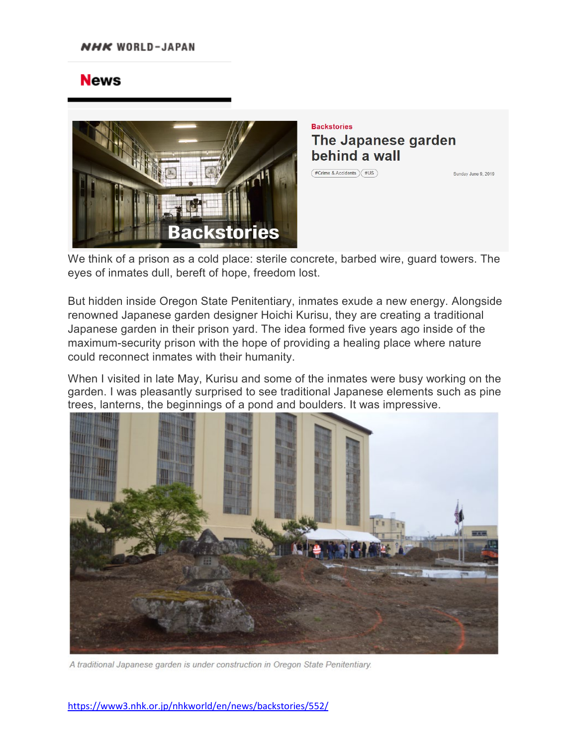NHK WORLD-JAPAN

# News

Backstories

## The Japanese garden behind a wall

#Crime & Accidents #US

Sunday June 9, 2019

We think of a prison as a cold place: sterile concrete, barbed wire, guard towers. The eyes of inmates dull, bereft of hope, freedom lost.

But hidden inside Oregon State Penitentiary, inmates exude a new energy. Alongside renowned Japanese garden designer Hoichi Kurisu, they are creating a traditional Japanese garden in their prison yard. The idea formed five years ago inside of the maximum-security prison with the hope of providing a healing place where nature could reconnect inmates with their humanity.

When I visited in late May, Kurisu and some of the inmates were busy working on the garden. I was pleasantly surprised to see traditional Japanese elements such as pine trees, lanterns, the beginnings of a pond and boulders. It was impressive.

*A traditional Japanese garden is under construction in Oregon State Penitentiary.*

https://www3.nhk.or.jp/nhkworld/en/news/backstories/552/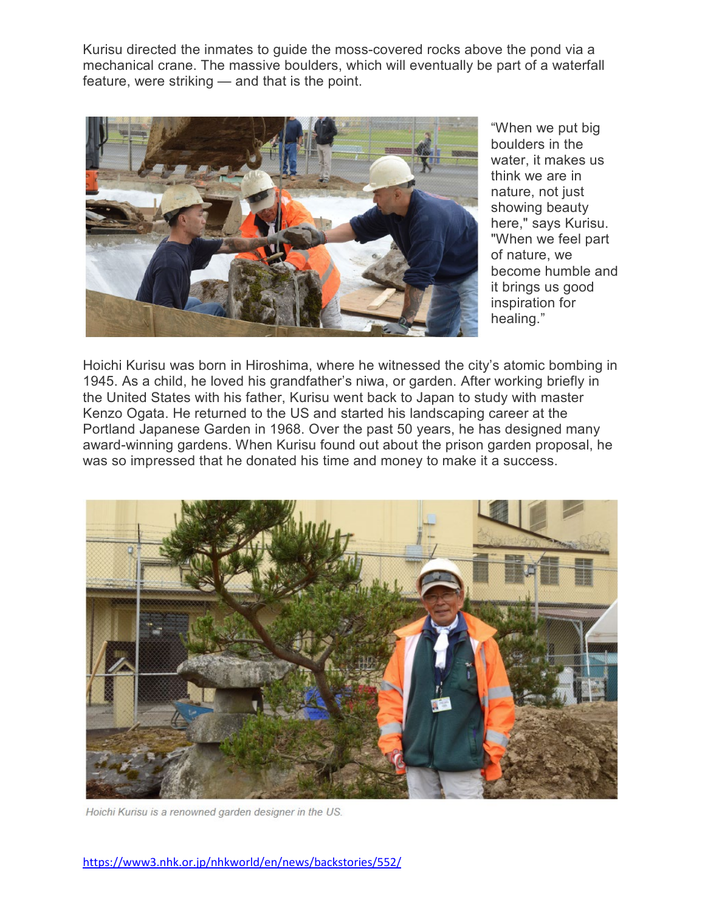Kurisu directed the inmates to guide the moss-covered rocks above the pond via a mechanical crane. The massive boulders, which will eventually be part of a waterfall feature, were striking — and that is the point.

“When we put big boulders in the water, it makes us think we are in nature, not just showing beauty here," says Kurisu. "When we feel part of nature, we become humble and it brings us good inspiration for healing.”

Hoichi Kurisu was born in Hiroshima, where he witnessed the city’s atomic bombing in 1945. As a child, he loved his grandfather’s niwa, or garden. After working briefly in the United States with his father, Kurisu went back to Japan to study with master Kenzo Ogata. He returned to the US and started his landscaping career at the Portland Japanese Garden in 1968. Over the past 50 years, he has designed many award-winning gardens. When Kurisu found out about the prison garden proposal, he was so impressed that he donated his time and money to make it a success.

*Hoichi Kurisu is a renowned garden designer in the US.*

https://www3.nhk.or.jp/nhkworld/en/news/backstories/552/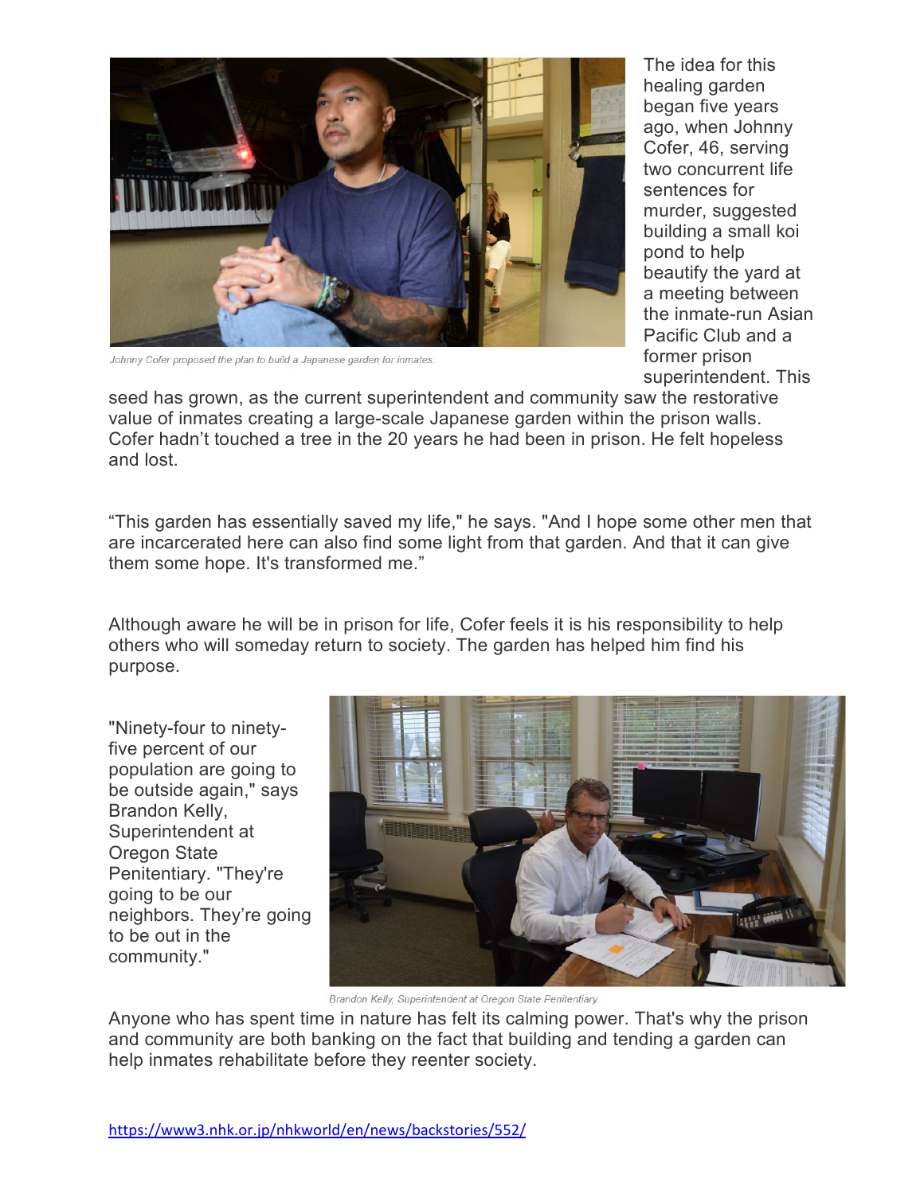Johnny Cofer proposed the plan to build a Japanese garden for inmates.

The idea for this healing garden began five years ago, when Johnny Cofer, 46, serving two concurrent life sentences for murder, suggested building a small koi pond to help beautify the yard at a meeting between the inmate-run Asian Pacific Club and a former prison superintendent. This seed has grown, as the current superintendent and community saw the restorative value of inmates creating a large-scale Japanese garden within the prison walls. Cofer hadn't touched a tree in the 20 years he had been in prison. He felt hopeless and lost.

“This garden has essentially saved my life," he says. "And I hope some other men that are incarcerated here can also find some light from that garden. And that it can give them some hope. It's transformed me.”

Although aware he will be in prison for life, Cofer feels it is his responsibility to help others who will someday return to society. The garden has helped him find his purpose.

"Ninety-four to ninety-five percent of our population are going to be outside again," says Brandon Kelly, Superintendent at Oregon State Penitentiary. "They're going to be our neighbors. They’re going to be out in the community."

Brandon Kelly, Superintendent at Oregon State Penitentiary

Anyone who has spent time in nature has felt its calming power. That's why the prison and community are both banking on the fact that building and tending a garden can help inmates rehabilitate before they reenter society.

https://www3.nhk.or.jp/nhkworld/en/news/backstories/552/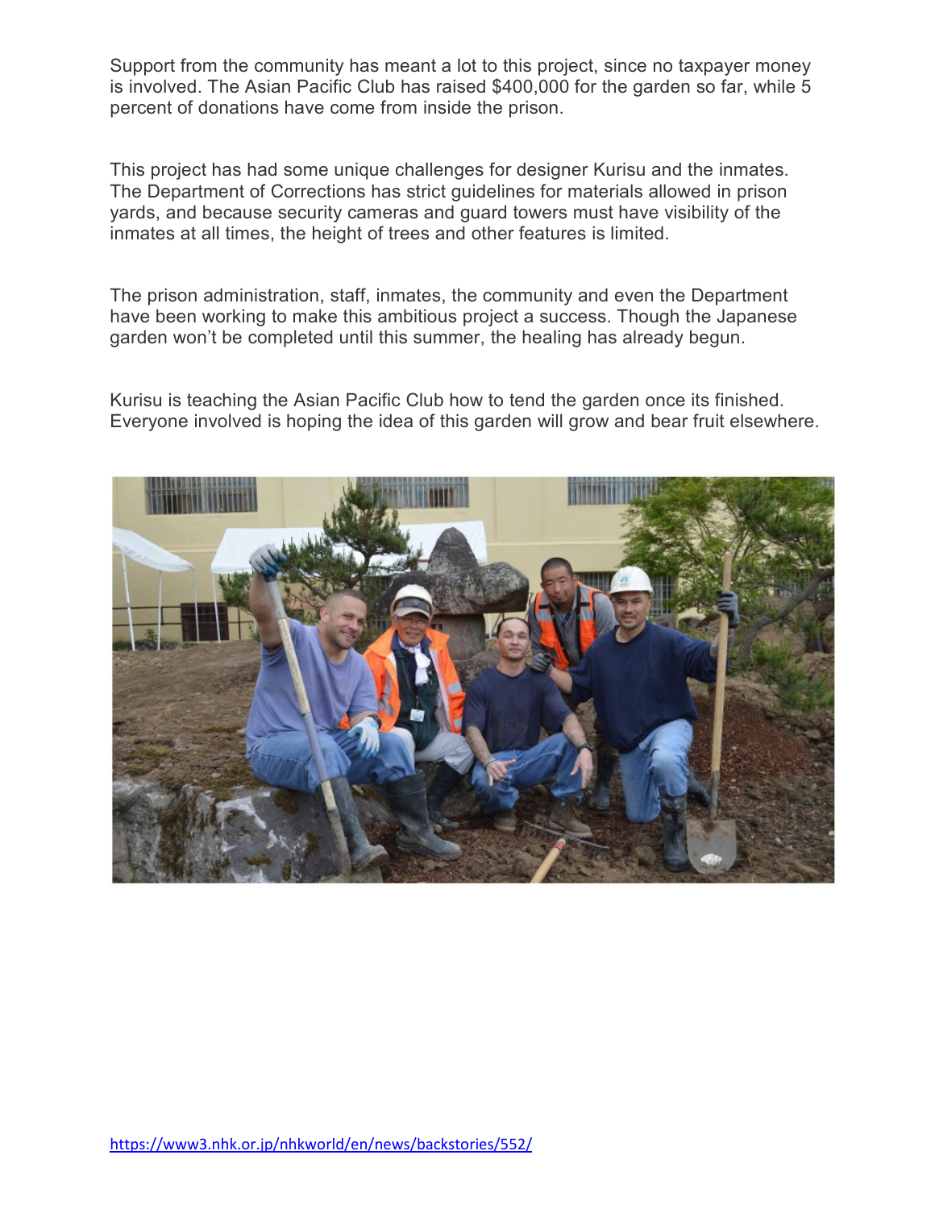Support from the community has meant a lot to this project, since no taxpayer money is involved. The Asian Pacific Club has raised $400,000 for the garden so far, while 5 percent of donations have come from inside the prison.

This project has had some unique challenges for designer Kurisu and the inmates. The Department of Corrections has strict guidelines for materials allowed in prison yards, and because security cameras and guard towers must have visibility of the inmates at all times, the height of trees and other features is limited.

The prison administration, staff, inmates, the community and even the Department have been working to make this ambitious project a success. Though the Japanese garden won't be completed until this summer, the healing has already begun.

Kurisu is teaching the Asian Pacific Club how to tend the garden once its finished. Everyone involved is hoping the idea of this garden will grow and bear fruit elsewhere.

https://www3.nhk.or.jp/nhkworld/en/news/backstories/552/